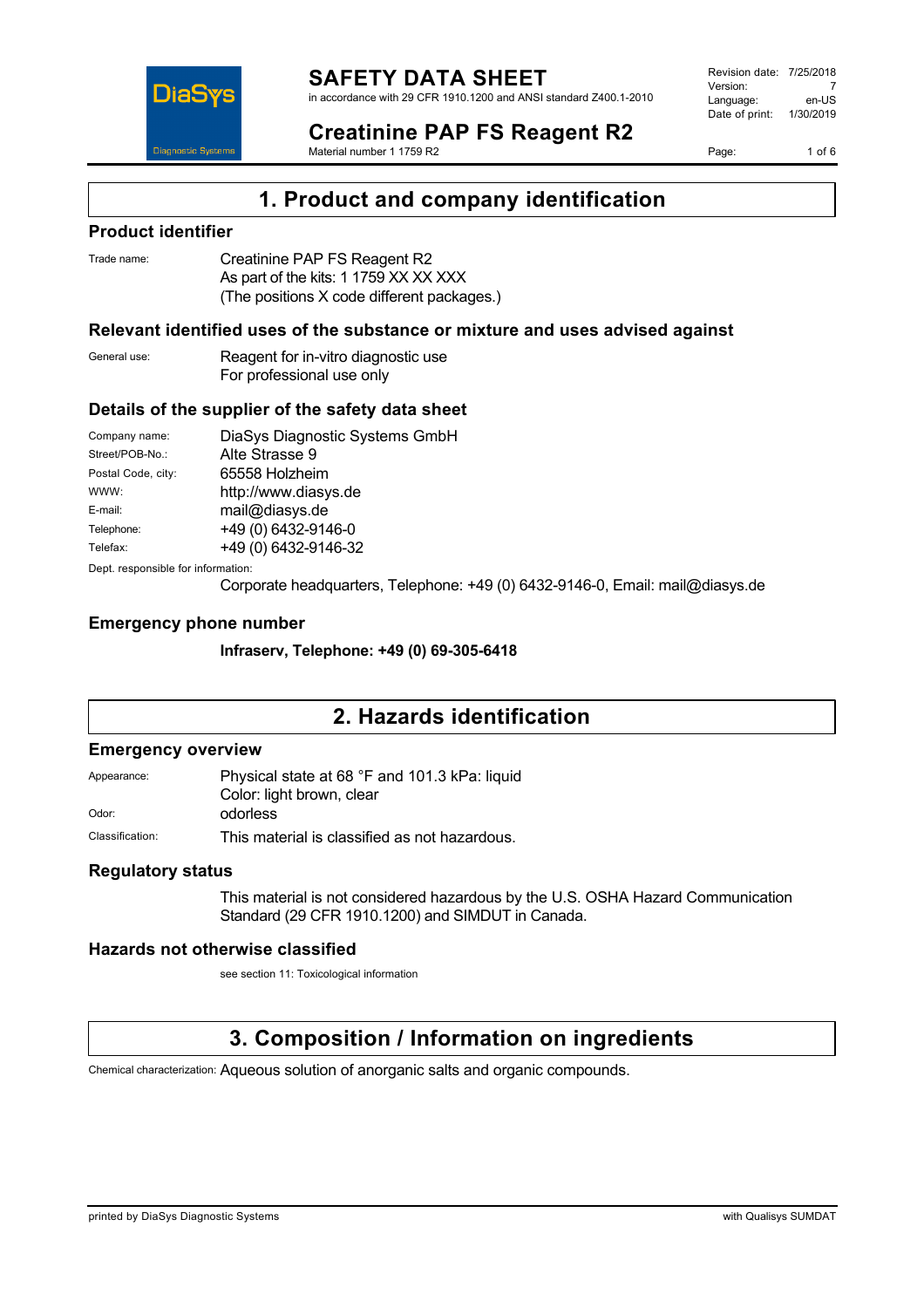# 1. Product and company identification

## Product identifier

Trade name: Creatinine PAP FS Reagent R2
As part of the kits: 1 1759 XX XX XXX
(The positions X code different packages.)

## Relevant identified uses of the substance or mixture and uses advised against

General use: Reagent for in-vitro diagnostic use
For professional use only

## Details of the supplier of the safety data sheet

| | |
|---|---|
| Company name: | DiaSys Diagnostic Systems GmbH |
| Street/POB-No.: | Alte Strasse 9 |
| Postal Code, city: | 65558 Holzheim |
| WWW: | http://www.diasys.de |
| E-mail: | mail@diasys.de |
| Telephone: | +49 (0) 6432-9146-0 |
| Telefax: | +49 (0) 6432-9146-32 |

Dept. responsible for information:
Corporate headquarters, Telephone: +49 (0) 6432-9146-0, Email: mail@diasys.de

## Emergency phone number

**Infraserv, Telephone: +49 (0) 69-305-6418**

# 2. Hazards identification

## Emergency overview

Appearance: Physical state at 68 °F and 101.3 kPa: liquid
Color: light brown, clear

Odor: odorless

Classification: This material is classified as not hazardous.

## Regulatory status

This material is not considered hazardous by the U.S. OSHA Hazard Communication Standard (29 CFR 1910.1200) and SIMDUT in Canada.

## Hazards not otherwise classified

see section 11: Toxicological information

# 3. Composition / Information on ingredients

Chemical characterization: Aqueous solution of anorganic salts and organic compounds.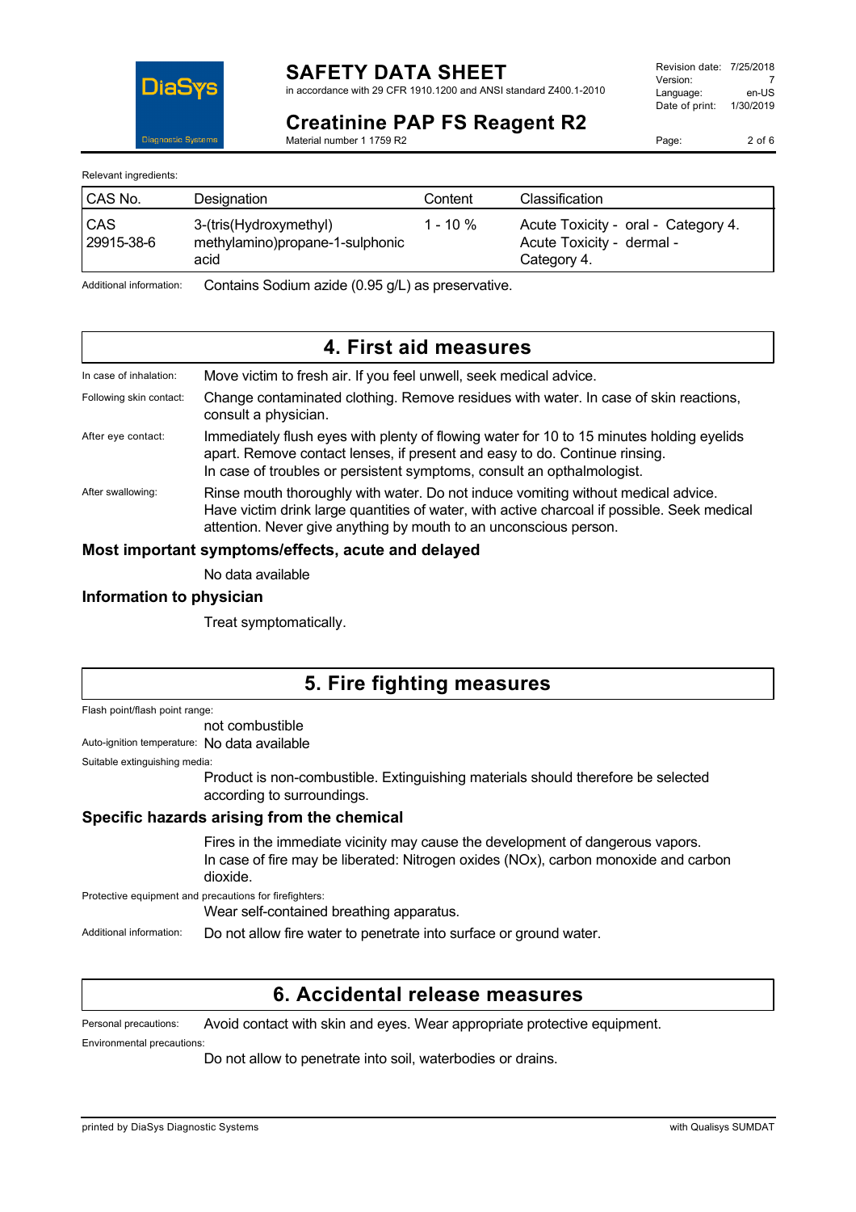Relevant ingredients:

| CAS No. | Designation | Content | Classification |
|---|---|---|---|
| CAS 29915-38-6 | 3-(tris(Hydroxymethyl) methylamino)propane-1-sulphonic acid | 1 - 10 % | Acute Toxicity - oral - Category 4. Acute Toxicity - dermal - Category 4. |

Additional information: Contains Sodium azide (0.95 g/L) as preservative.

## 4. First aid measures

In case of inhalation: Move victim to fresh air. If you feel unwell, seek medical advice.

Following skin contact: Change contaminated clothing. Remove residues with water. In case of skin reactions, consult a physician.

After eye contact: Immediately flush eyes with plenty of flowing water for 10 to 15 minutes holding eyelids apart. Remove contact lenses, if present and easy to do. Continue rinsing.
In case of troubles or persistent symptoms, consult an opthalmologist.

After swallowing: Rinse mouth thoroughly with water. Do not induce vomiting without medical advice. Have victim drink large quantities of water, with active charcoal if possible. Seek medical attention. Never give anything by mouth to an unconscious person.

### Most important symptoms/effects, acute and delayed

No data available

### Information to physician

Treat symptomatically.

## 5. Fire fighting measures

Flash point/flash point range:
not combustible

Auto-ignition temperature: No data available

Suitable extinguishing media:
Product is non-combustible. Extinguishing materials should therefore be selected according to surroundings.

### Specific hazards arising from the chemical

Fires in the immediate vicinity may cause the development of dangerous vapors.
In case of fire may be liberated: Nitrogen oxides (NOx), carbon monoxide and carbon dioxide.

Protective equipment and precautions for firefighters:
Wear self-contained breathing apparatus.

Additional information: Do not allow fire water to penetrate into surface or ground water.

## 6. Accidental release measures

Personal precautions: Avoid contact with skin and eyes. Wear appropriate protective equipment.

Environmental precautions:
Do not allow to penetrate into soil, waterbodies or drains.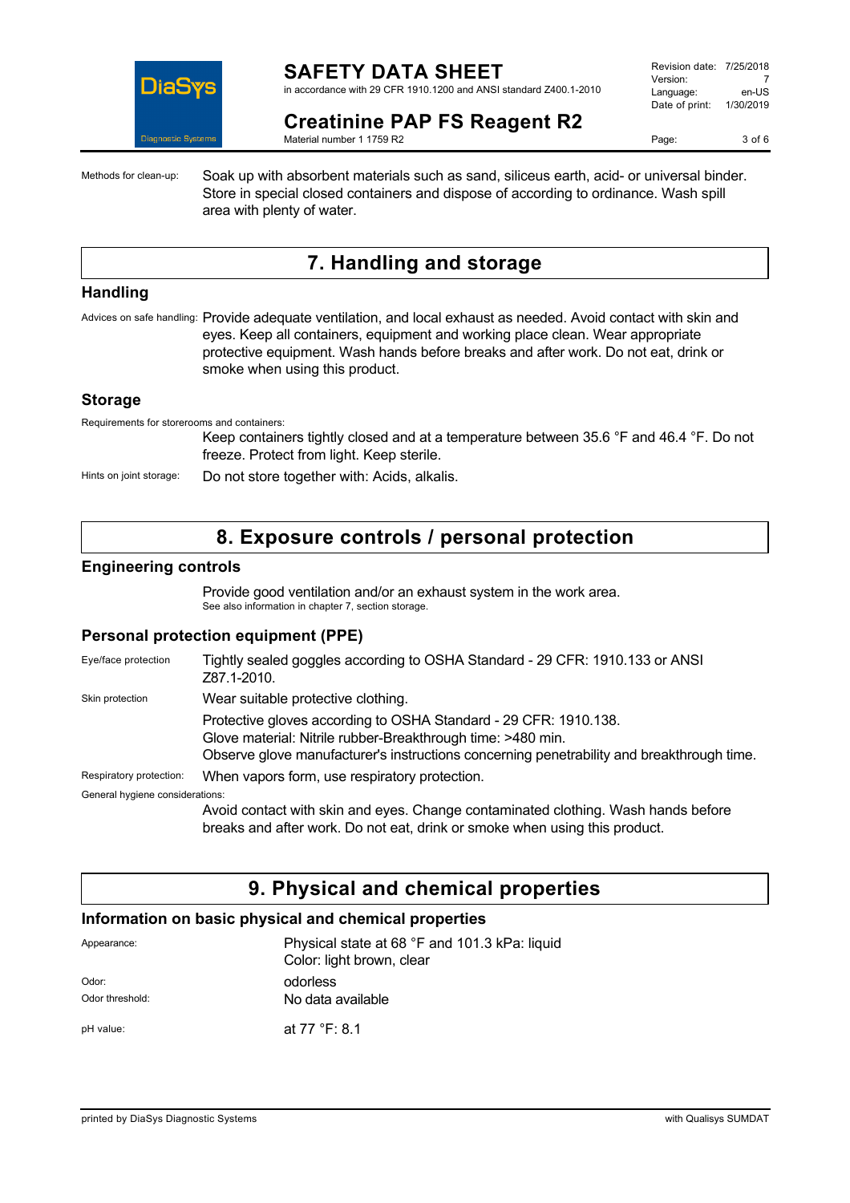Methods for clean-up: Soak up with absorbent materials such as sand, siliceous earth, acid- or universal binder. Store in special closed containers and dispose of according to ordinance. Wash spill area with plenty of water.

## 7. Handling and storage

### Handling

Advices on safe handling: Provide adequate ventilation, and local exhaust as needed. Avoid contact with skin and eyes. Keep all containers, equipment and working place clean. Wear appropriate protective equipment. Wash hands before breaks and after work. Do not eat, drink or smoke when using this product.

### Storage

Requirements for storerooms and containers:

Keep containers tightly closed and at a temperature between 35.6 °F and 46.4 °F. Do not freeze. Protect from light. Keep sterile.

Hints on joint storage: Do not store together with: Acids, alkalis.

## 8. Exposure controls / personal protection

### Engineering controls

Provide good ventilation and/or an exhaust system in the work area.
See also information in chapter 7, section storage.

### Personal protection equipment (PPE)

Eye/face protection: Tightly sealed goggles according to OSHA Standard - 29 CFR: 1910.133 or ANSI Z87.1-2010.

Skin protection: Wear suitable protective clothing.

Protective gloves according to OSHA Standard - 29 CFR: 1910.138.
Glove material: Nitrile rubber-Breakthrough time: >480 min.
Observe glove manufacturer's instructions concerning penetrability and breakthrough time.

Respiratory protection: When vapors form, use respiratory protection.

General hygiene considerations:

Avoid contact with skin and eyes. Change contaminated clothing. Wash hands before breaks and after work. Do not eat, drink or smoke when using this product.

## 9. Physical and chemical properties

### Information on basic physical and chemical properties

Appearance: Physical state at 68 °F and 101.3 kPa: liquid
Color: light brown, clear

Odor: odorless

Odor threshold: No data available

pH value: at 77 °F: 8.1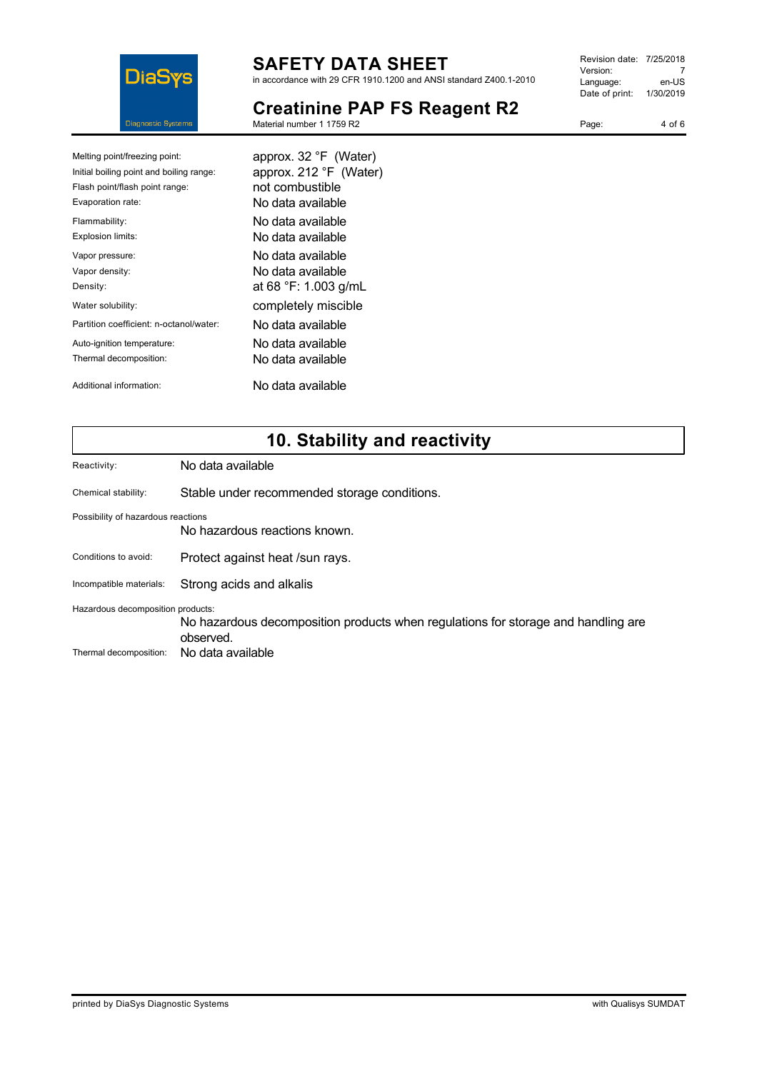| | |
|---|---|
| Melting point/freezing point: | approx. 32 °F (Water) |
| Initial boiling point and boiling range: | approx. 212 °F (Water) |
| Flash point/flash point range: | not combustible |
| Evaporation rate: | No data available |
| Flammability: | No data available |
| Explosion limits: | No data available |
| Vapor pressure: | No data available |
| Vapor density: | No data available |
| Density: | at 68 °F: 1.003 g/mL |
| Water solubility: | completely miscible |
| Partition coefficient: n-octanol/water: | No data available |
| Auto-ignition temperature: | No data available |
| Thermal decomposition: | No data available |
| Additional information: | No data available |

## 10. Stability and reactivity

Reactivity: No data available

Chemical stability: Stable under recommended storage conditions.

Possibility of hazardous reactions

No hazardous reactions known.

Conditions to avoid: Protect against heat /sun rays.

Incompatible materials: Strong acids and alkalis

Hazardous decomposition products:

No hazardous decomposition products when regulations for storage and handling are observed.

Thermal decomposition: No data available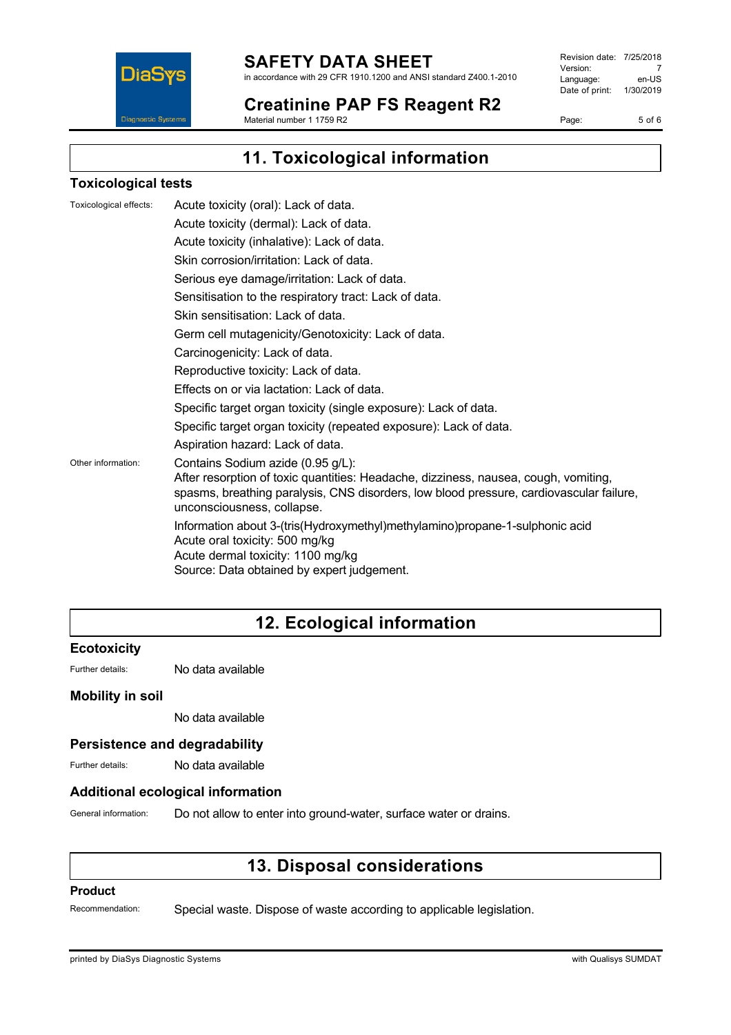## 11. Toxicological information

### Toxicological tests

Toxicological effects:

Acute toxicity (oral): Lack of data.

Acute toxicity (dermal): Lack of data.

Acute toxicity (inhalative): Lack of data.

Skin corrosion/irritation: Lack of data.

Serious eye damage/irritation: Lack of data.

Sensitisation to the respiratory tract: Lack of data.

Skin sensitisation: Lack of data.

Germ cell mutagenicity/Genotoxicity: Lack of data.

Carcinogenicity: Lack of data.

Reproductive toxicity: Lack of data.

Effects on or via lactation: Lack of data.

Specific target organ toxicity (single exposure): Lack of data.

Specific target organ toxicity (repeated exposure): Lack of data.

Aspiration hazard: Lack of data.

Other information:

Contains Sodium azide (0.95 g/L):
After resorption of toxic quantities: Headache, dizziness, nausea, cough, vomiting, spasms, breathing paralysis, CNS disorders, low blood pressure, cardiovascular failure, unconsciousness, collapse.

Information about 3-(tris(Hydroxymethyl)methylamino)propane-1-sulphonic acid
Acute oral toxicity: 500 mg/kg
Acute dermal toxicity: 1100 mg/kg
Source: Data obtained by expert judgement.

## 12. Ecological information

### Ecotoxicity

Further details: No data available

### Mobility in soil

No data available

### Persistence and degradability

Further details: No data available

### Additional ecological information

General information: Do not allow to enter into ground-water, surface water or drains.

## 13. Disposal considerations

### Product

Recommendation: Special waste. Dispose of waste according to applicable legislation.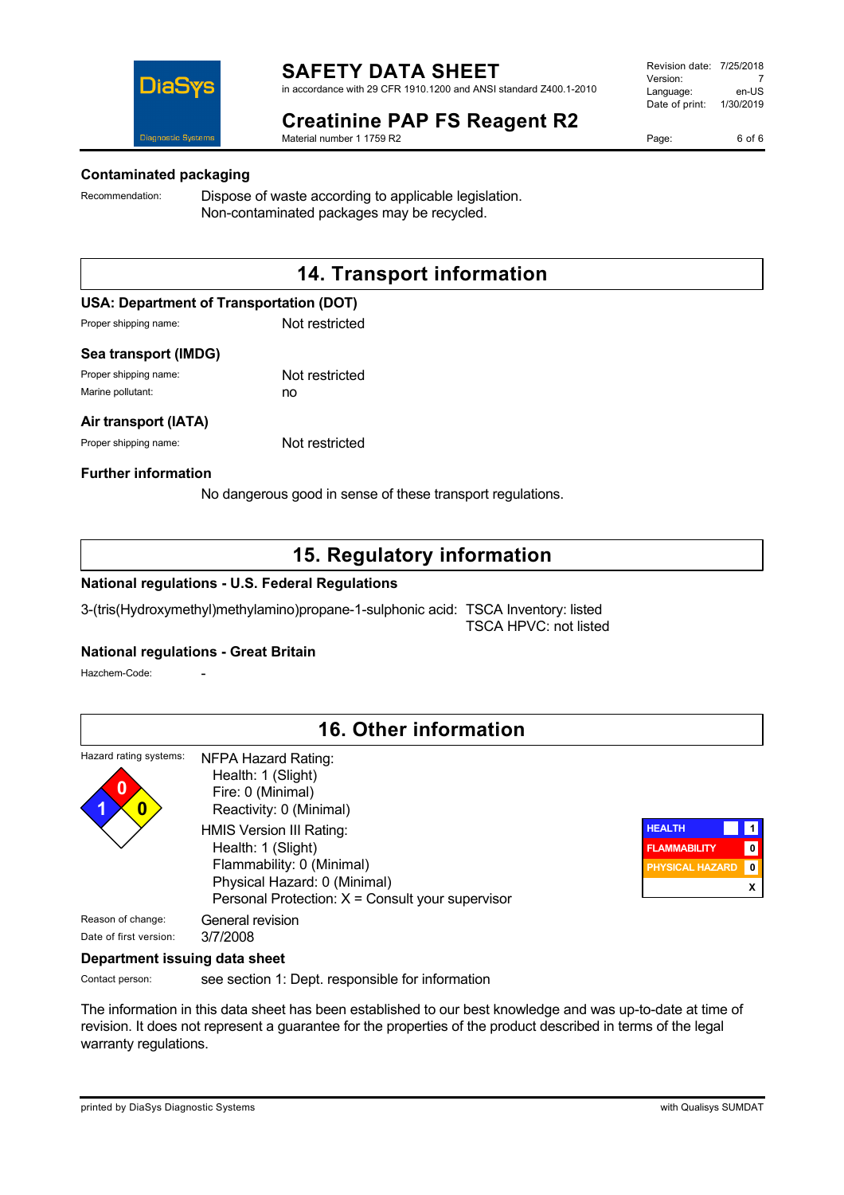### Contaminated packaging

Recommendation: Dispose of waste according to applicable legislation.
Non-contaminated packages may be recycled.

## 14. Transport information

### USA: Department of Transportation (DOT)

Proper shipping name: Not restricted

### Sea transport (IMDG)

Proper shipping name: Not restricted
Marine pollutant: no

### Air transport (IATA)

Proper shipping name: Not restricted

### Further information

No dangerous good in sense of these transport regulations.

## 15. Regulatory information

### National regulations - U.S. Federal Regulations

3-(tris(Hydroxymethyl)methylamino)propane-1-sulphonic acid: TSCA Inventory: listed
TSCA HPVC: not listed

### National regulations - Great Britain

Hazchem-Code: -

## 16. Other information

Hazard rating systems:

NFPA Hazard Rating:
- Health: 1 (Slight)
- Fire: 0 (Minimal)
- Reactivity: 0 (Minimal)

0
1 0

HMIS Version III Rating:
- Health: 1 (Slight)
- Flammability: 0 (Minimal)
- Physical Hazard: 0 (Minimal)
- Personal Protection: X = Consult your supervisor

| | |
|---|---|
| HEALTH | 1 |
| FLAMMABILITY | 0 |
| PHYSICAL HAZARD | 0 |
| | X |

Reason of change: General revision
Date of first version: 3/7/2008

### Department issuing data sheet

Contact person: see section 1: Dept. responsible for information

The information in this data sheet has been established to our best knowledge and was up-to-date at time of revision. It does not represent a guarantee for the properties of the product described in terms of the legal warranty regulations.